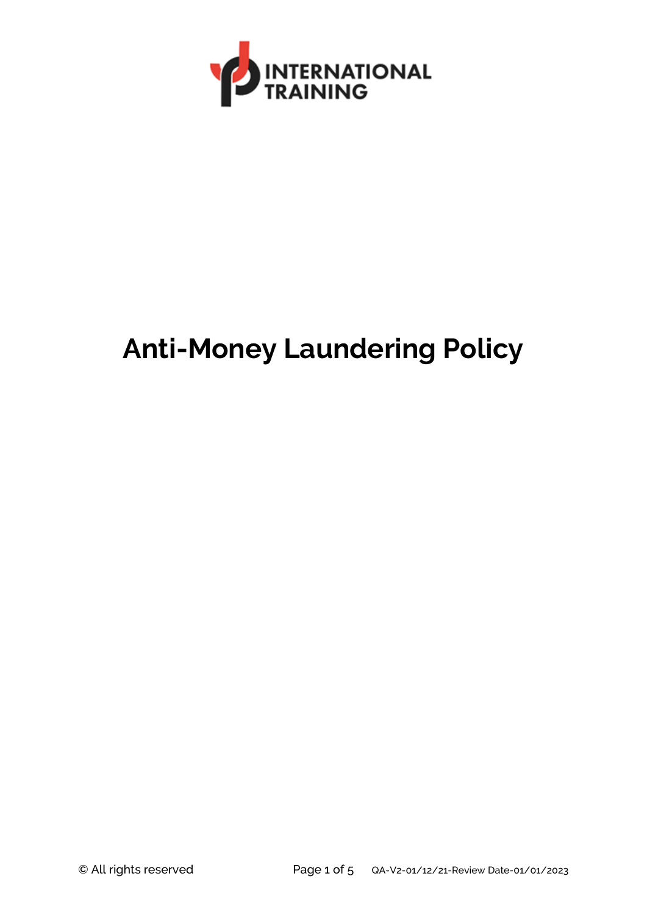INTERNATIONAL TRAINING

# Anti-Money Laundering Policy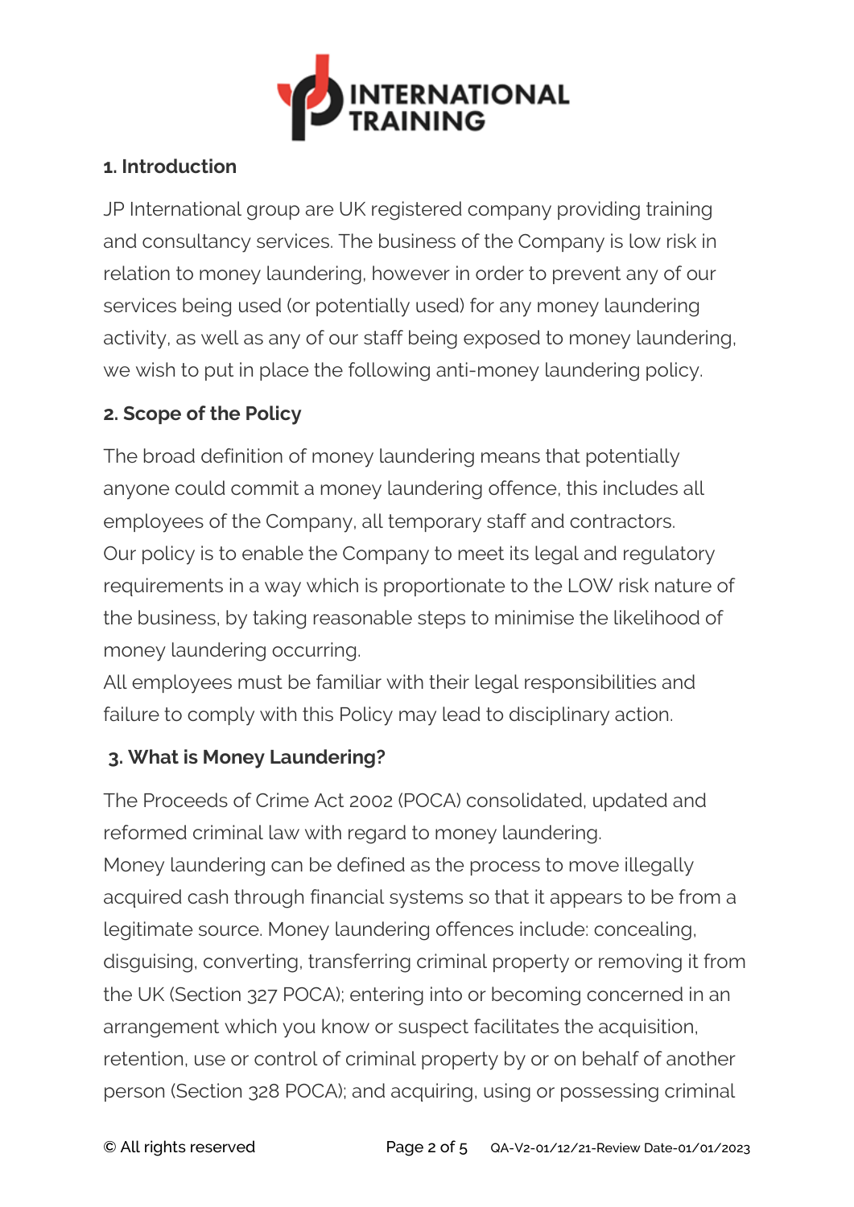## 1. Introduction

JP International group are UK registered company providing training and consultancy services. The business of the Company is low risk in relation to money laundering, however in order to prevent any of our services being used (or potentially used) for any money laundering activity, as well as any of our staff being exposed to money laundering, we wish to put in place the following anti-money laundering policy.

## 2. Scope of the Policy

The broad definition of money laundering means that potentially anyone could commit a money laundering offence, this includes all employees of the Company, all temporary staff and contractors.
Our policy is to enable the Company to meet its legal and regulatory requirements in a way which is proportionate to the LOW risk nature of the business, by taking reasonable steps to minimise the likelihood of money laundering occurring.
All employees must be familiar with their legal responsibilities and failure to comply with this Policy may lead to disciplinary action.

## 3. What is Money Laundering?

The Proceeds of Crime Act 2002 (POCA) consolidated, updated and reformed criminal law with regard to money laundering.
Money laundering can be defined as the process to move illegally acquired cash through financial systems so that it appears to be from a legitimate source. Money laundering offences include: concealing, disguising, converting, transferring criminal property or removing it from the UK (Section 327 POCA); entering into or becoming concerned in an arrangement which you know or suspect facilitates the acquisition, retention, use or control of criminal property by or on behalf of another person (Section 328 POCA); and acquiring, using or possessing criminal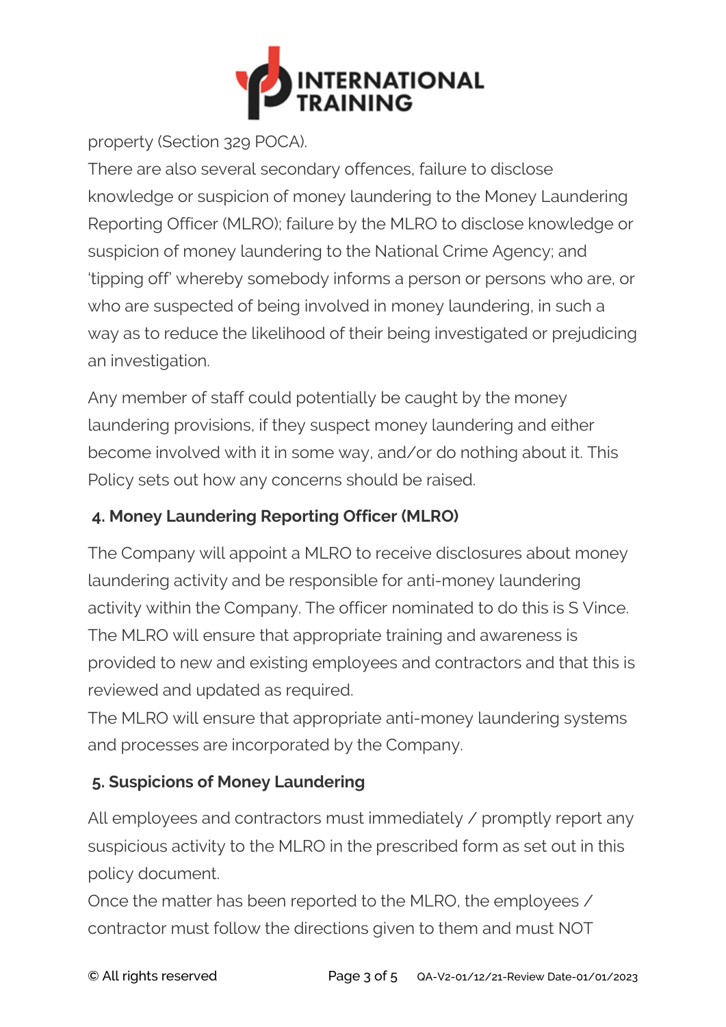property (Section 329 POCA).

There are also several secondary offences, failure to disclose knowledge or suspicion of money laundering to the Money Laundering Reporting Officer (MLRO); failure by the MLRO to disclose knowledge or suspicion of money laundering to the National Crime Agency; and 'tipping off' whereby somebody informs a person or persons who are, or who are suspected of being involved in money laundering, in such a way as to reduce the likelihood of their being investigated or prejudicing an investigation.

Any member of staff could potentially be caught by the money laundering provisions, if they suspect money laundering and either become involved with it in some way, and/or do nothing about it. This Policy sets out how any concerns should be raised.

## 4. Money Laundering Reporting Officer (MLRO)

The Company will appoint a MLRO to receive disclosures about money laundering activity and be responsible for anti-money laundering activity within the Company. The officer nominated to do this is S Vince. The MLRO will ensure that appropriate training and awareness is provided to new and existing employees and contractors and that this is reviewed and updated as required.

The MLRO will ensure that appropriate anti-money laundering systems and processes are incorporated by the Company.

## 5. Suspicions of Money Laundering

All employees and contractors must immediately / promptly report any suspicious activity to the MLRO in the prescribed form as set out in this policy document.

Once the matter has been reported to the MLRO, the employees / contractor must follow the directions given to them and must NOT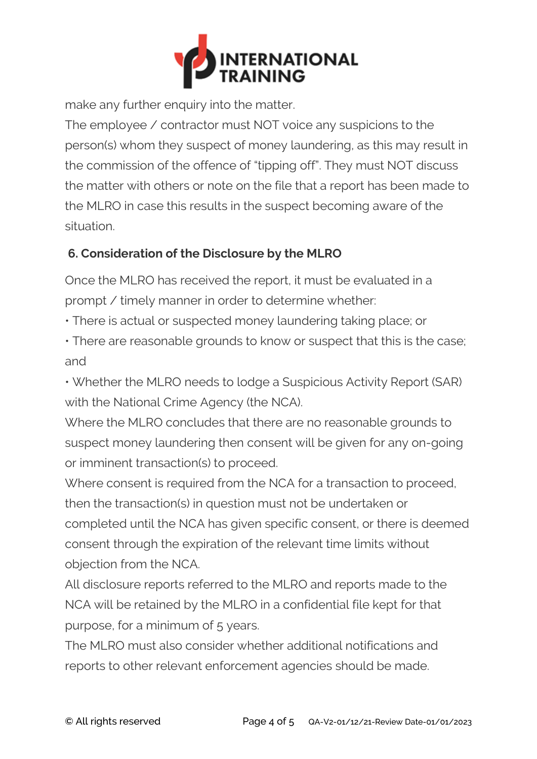make any further enquiry into the matter.

The employee / contractor must NOT voice any suspicions to the person(s) whom they suspect of money laundering, as this may result in the commission of the offence of "tipping off". They must NOT discuss the matter with others or note on the file that a report has been made to the MLRO in case this results in the suspect becoming aware of the situation.

## 6. Consideration of the Disclosure by the MLRO

Once the MLRO has received the report, it must be evaluated in a prompt / timely manner in order to determine whether:

- There is actual or suspected money laundering taking place; or
- There are reasonable grounds to know or suspect that this is the case; and
- Whether the MLRO needs to lodge a Suspicious Activity Report (SAR) with the National Crime Agency (the NCA).

Where the MLRO concludes that there are no reasonable grounds to suspect money laundering then consent will be given for any on-going or imminent transaction(s) to proceed.

Where consent is required from the NCA for a transaction to proceed, then the transaction(s) in question must not be undertaken or completed until the NCA has given specific consent, or there is deemed consent through the expiration of the relevant time limits without objection from the NCA.

All disclosure reports referred to the MLRO and reports made to the NCA will be retained by the MLRO in a confidential file kept for that purpose, for a minimum of 5 years.

The MLRO must also consider whether additional notifications and reports to other relevant enforcement agencies should be made.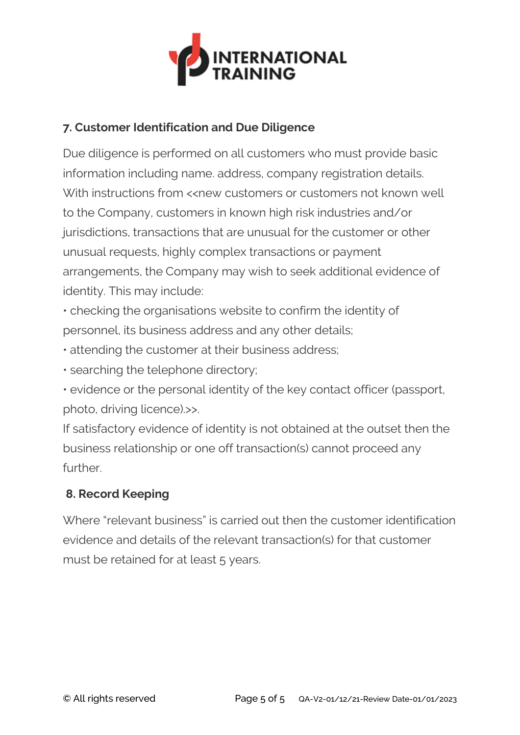## 7. Customer Identification and Due Diligence

Due diligence is performed on all customers who must provide basic information including name. address, company registration details. With instructions from <<new customers or customers not known well to the Company, customers in known high risk industries and/or jurisdictions, transactions that are unusual for the customer or other unusual requests, highly complex transactions or payment arrangements, the Company may wish to seek additional evidence of identity. This may include:

• checking the organisations website to confirm the identity of personnel, its business address and any other details;

• attending the customer at their business address;

• searching the telephone directory;

• evidence or the personal identity of the key contact officer (passport, photo, driving licence).>>.

If satisfactory evidence of identity is not obtained at the outset then the business relationship or one off transaction(s) cannot proceed any further.

## 8. Record Keeping

Where "relevant business" is carried out then the customer identification evidence and details of the relevant transaction(s) for that customer must be retained for at least 5 years.